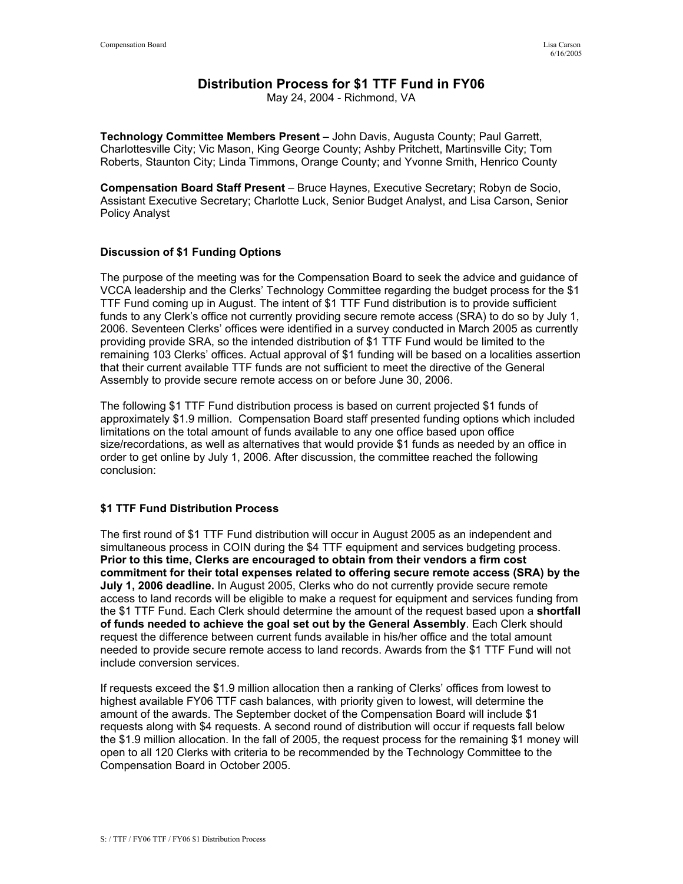# Distribution Process for $1 TTF Fund in FY06

May 24, 2004 - Richmond, VA

**Technology Committee Members Present –** John Davis, Augusta County; Paul Garrett, Charlottesville City; Vic Mason, King George County; Ashby Pritchett, Martinsville City; Tom Roberts, Staunton City; Linda Timmons, Orange County; and Yvonne Smith, Henrico County

**Compensation Board Staff Present** – Bruce Haynes, Executive Secretary; Robyn de Socio, Assistant Executive Secretary; Charlotte Luck, Senior Budget Analyst, and Lisa Carson, Senior Policy Analyst

## Discussion of $1 Funding Options

The purpose of the meeting was for the Compensation Board to seek the advice and guidance of VCCA leadership and the Clerks' Technology Committee regarding the budget process for the $1 TTF Fund coming up in August. The intent of $1 TTF Fund distribution is to provide sufficient funds to any Clerk's office not currently providing secure remote access (SRA) to do so by July 1, 2006. Seventeen Clerks' offices were identified in a survey conducted in March 2005 as currently providing provide SRA, so the intended distribution of $1 TTF Fund would be limited to the remaining 103 Clerks' offices. Actual approval of $1 funding will be based on a localities assertion that their current available TTF funds are not sufficient to meet the directive of the General Assembly to provide secure remote access on or before June 30, 2006.

The following $1 TTF Fund distribution process is based on current projected $1 funds of approximately $1.9 million. Compensation Board staff presented funding options which included limitations on the total amount of funds available to any one office based upon office size/recordations, as well as alternatives that would provide $1 funds as needed by an office in order to get online by July 1, 2006. After discussion, the committee reached the following conclusion:

## $1 TTF Fund Distribution Process

The first round of $1 TTF Fund distribution will occur in August 2005 as an independent and simultaneous process in COIN during the $4 TTF equipment and services budgeting process. **Prior to this time, Clerks are encouraged to obtain from their vendors a firm cost commitment for their total expenses related to offering secure remote access (SRA) by the July 1, 2006 deadline.** In August 2005, Clerks who do not currently provide secure remote access to land records will be eligible to make a request for equipment and services funding from the $1 TTF Fund. Each Clerk should determine the amount of the request based upon a **shortfall of funds needed to achieve the goal set out by the General Assembly**. Each Clerk should request the difference between current funds available in his/her office and the total amount needed to provide secure remote access to land records. Awards from the $1 TTF Fund will not include conversion services.

If requests exceed the $1.9 million allocation then a ranking of Clerks' offices from lowest to highest available FY06 TTF cash balances, with priority given to lowest, will determine the amount of the awards. The September docket of the Compensation Board will include $1 requests along with $4 requests. A second round of distribution will occur if requests fall below the $1.9 million allocation. In the fall of 2005, the request process for the remaining $1 money will open to all 120 Clerks with criteria to be recommended by the Technology Committee to the Compensation Board in October 2005.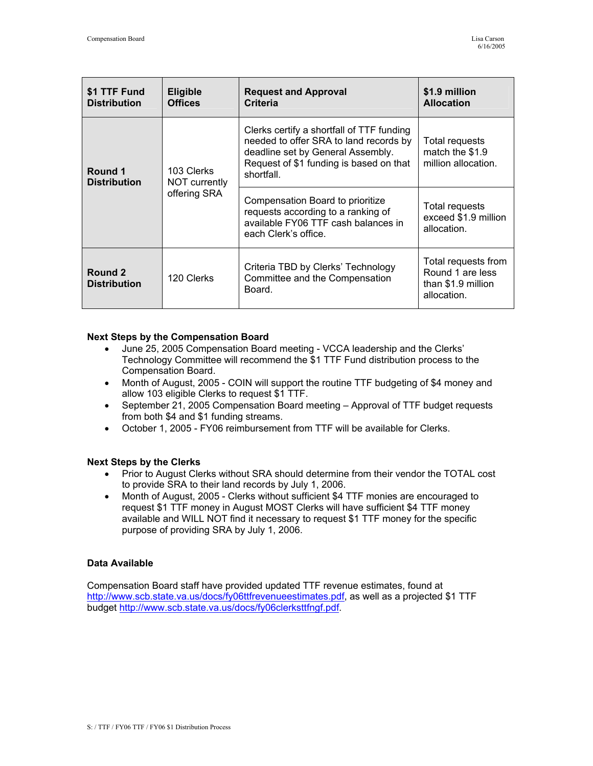| $1 TTF Fund Distribution | Eligible Offices | Request and Approval Criteria | $1.9 million Allocation |
|---|---|---|---|
| Round 1 Distribution | 103 Clerks NOT currently offering SRA | Clerks certify a shortfall of TTF funding needed to offer SRA to land records by deadline set by General Assembly. Request of $1 funding is based on that shortfall. | Total requests match the $1.9 million allocation. |
| | | Compensation Board to prioritize requests according to a ranking of available FY06 TTF cash balances in each Clerk's office. | Total requests exceed $1.9 million allocation. |
| Round 2 Distribution | 120 Clerks | Criteria TBD by Clerks' Technology Committee and the Compensation Board. | Total requests from Round 1 are less than $1.9 million allocation. |

**Next Steps by the Compensation Board**

- June 25, 2005 Compensation Board meeting - VCCA leadership and the Clerks' Technology Committee will recommend the $1 TTF Fund distribution process to the Compensation Board.
- Month of August, 2005 - COIN will support the routine TTF budgeting of $4 money and allow 103 eligible Clerks to request $1 TTF.
- September 21, 2005 Compensation Board meeting – Approval of TTF budget requests from both $4 and $1 funding streams.
- October 1, 2005 - FY06 reimbursement from TTF will be available for Clerks.

**Next Steps by the Clerks**

- Prior to August Clerks without SRA should determine from their vendor the TOTAL cost to provide SRA to their land records by July 1, 2006.
- Month of August, 2005 - Clerks without sufficient $4 TTF monies are encouraged to request $1 TTF money in August MOST Clerks will have sufficient $4 TTF money available and WILL NOT find it necessary to request $1 TTF money for the specific purpose of providing SRA by July 1, 2006.

**Data Available**

Compensation Board staff have provided updated TTF revenue estimates, found at http://www.scb.state.va.us/docs/fy06ttfrevenueestimates.pdf, as well as a projected $1 TTF budget http://www.scb.state.va.us/docs/fy06clerksttfngf.pdf.